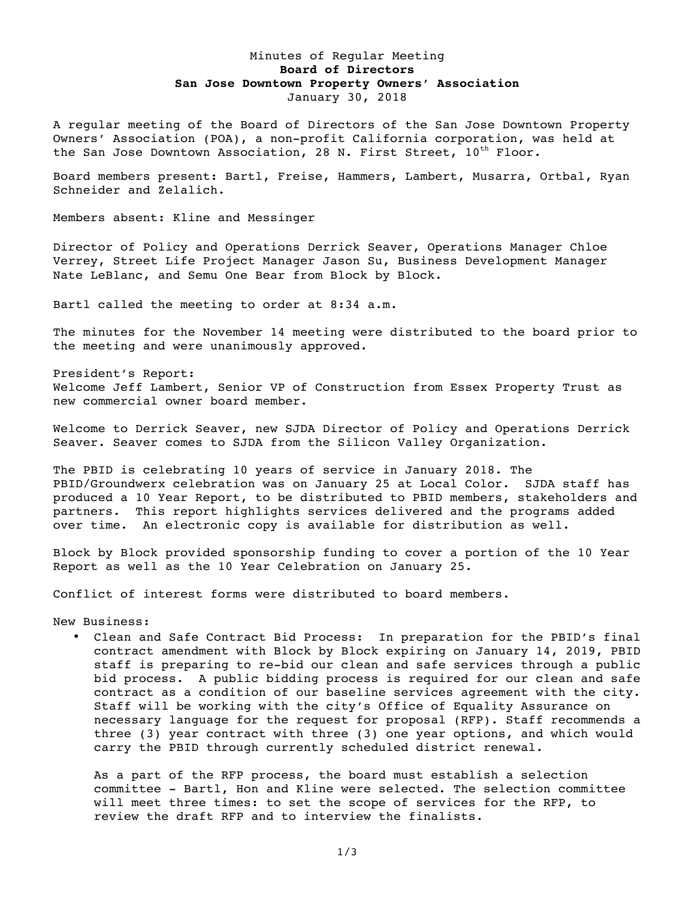Minutes of Regular Meeting

**Board of Directors**

**San Jose Downtown Property Owners' Association**

January 30, 2018

A regular meeting of the Board of Directors of the San Jose Downtown Property Owners' Association (POA), a non-profit California corporation, was held at the San Jose Downtown Association, 28 N. First Street, 10th Floor.

Board members present: Bartl, Freise, Hammers, Lambert, Musarra, Ortbal, Ryan Schneider and Zelalich.

Members absent: Kline and Messinger

Director of Policy and Operations Derrick Seaver, Operations Manager Chloe Verrey, Street Life Project Manager Jason Su, Business Development Manager Nate LeBlanc, and Semu One Bear from Block by Block.

Bartl called the meeting to order at 8:34 a.m.

The minutes for the November 14 meeting were distributed to the board prior to the meeting and were unanimously approved.

President's Report:
Welcome Jeff Lambert, Senior VP of Construction from Essex Property Trust as new commercial owner board member.

Welcome to Derrick Seaver, new SJDA Director of Policy and Operations Derrick Seaver. Seaver comes to SJDA from the Silicon Valley Organization.

The PBID is celebrating 10 years of service in January 2018. The PBID/Groundwerx celebration was on January 25 at Local Color. SJDA staff has produced a 10 Year Report, to be distributed to PBID members, stakeholders and partners. This report highlights services delivered and the programs added over time. An electronic copy is available for distribution as well.

Block by Block provided sponsorship funding to cover a portion of the 10 Year Report as well as the 10 Year Celebration on January 25.

Conflict of interest forms were distributed to board members.

New Business:

- Clean and Safe Contract Bid Process: In preparation for the PBID's final contract amendment with Block by Block expiring on January 14, 2019, PBID staff is preparing to re-bid our clean and safe services through a public bid process. A public bidding process is required for our clean and safe contract as a condition of our baseline services agreement with the city. Staff will be working with the city's Office of Equality Assurance on necessary language for the request for proposal (RFP). Staff recommends a three (3) year contract with three (3) one year options, and which would carry the PBID through currently scheduled district renewal.

  As a part of the RFP process, the board must establish a selection committee - Bartl, Hon and Kline were selected. The selection committee will meet three times: to set the scope of services for the RFP, to review the draft RFP and to interview the finalists.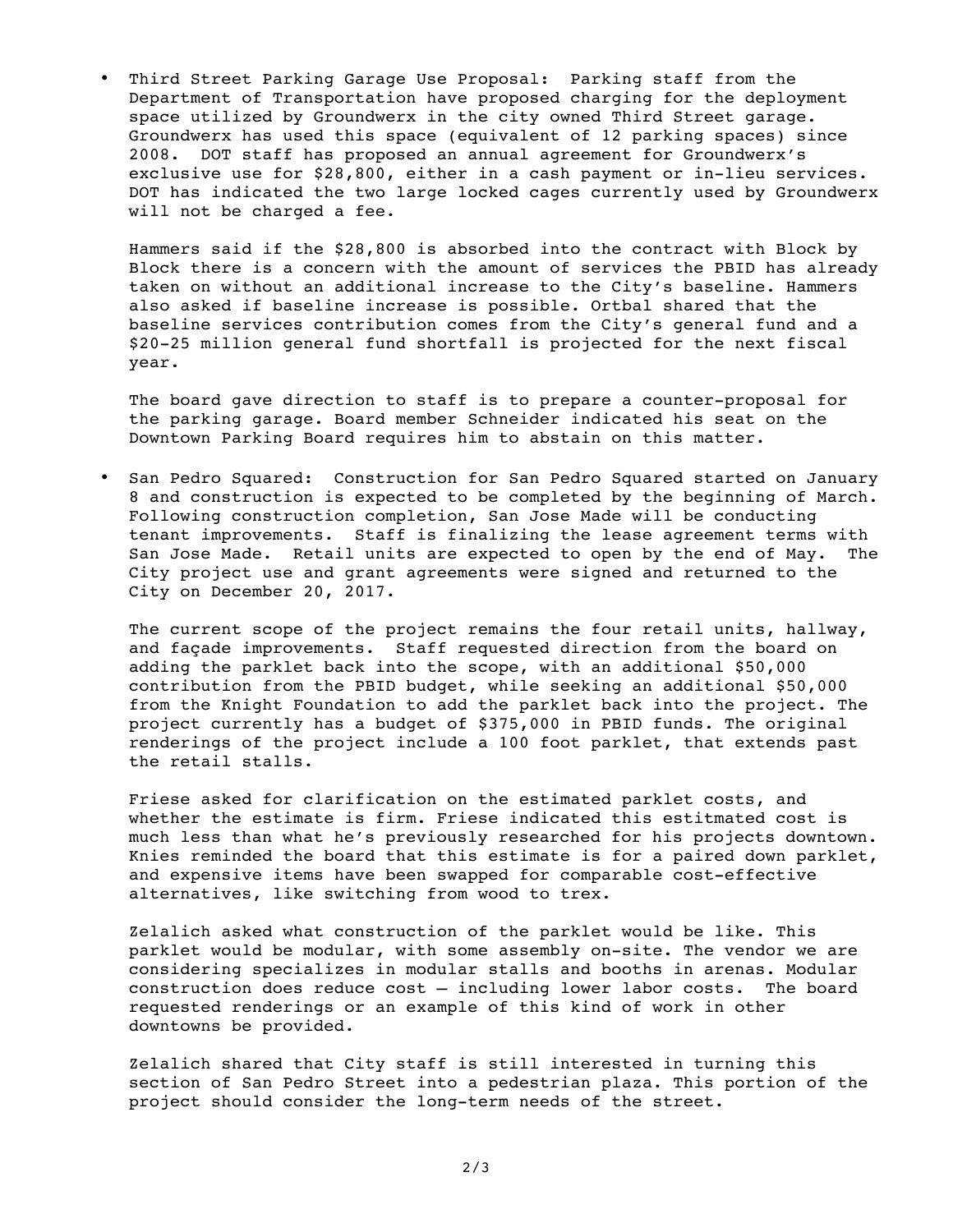- Third Street Parking Garage Use Proposal: Parking staff from the Department of Transportation have proposed charging for the deployment space utilized by Groundwerx in the city owned Third Street garage. Groundwerx has used this space (equivalent of 12 parking spaces) since 2008. DOT staff has proposed an annual agreement for Groundwerx's exclusive use for $28,800, either in a cash payment or in-lieu services. DOT has indicated the two large locked cages currently used by Groundwerx will not be charged a fee.

  Hammers said if the $28,800 is absorbed into the contract with Block by Block there is a concern with the amount of services the PBID has already taken on without an additional increase to the City's baseline. Hammers also asked if baseline increase is possible. Ortbal shared that the baseline services contribution comes from the City's general fund and a $20-25 million general fund shortfall is projected for the next fiscal year.

  The board gave direction to staff is to prepare a counter-proposal for the parking garage. Board member Schneider indicated his seat on the Downtown Parking Board requires him to abstain on this matter.

- San Pedro Squared: Construction for San Pedro Squared started on January 8 and construction is expected to be completed by the beginning of March. Following construction completion, San Jose Made will be conducting tenant improvements. Staff is finalizing the lease agreement terms with San Jose Made. Retail units are expected to open by the end of May. The City project use and grant agreements were signed and returned to the City on December 20, 2017.

  The current scope of the project remains the four retail units, hallway, and façade improvements. Staff requested direction from the board on adding the parklet back into the scope, with an additional $50,000 contribution from the PBID budget, while seeking an additional $50,000 from the Knight Foundation to add the parklet back into the project. The project currently has a budget of $375,000 in PBID funds. The original renderings of the project include a 100 foot parklet, that extends past the retail stalls.

  Friese asked for clarification on the estimated parklet costs, and whether the estimate is firm. Friese indicated this estitmated cost is much less than what he's previously researched for his projects downtown. Knies reminded the board that this estimate is for a paired down parklet, and expensive items have been swapped for comparable cost-effective alternatives, like switching from wood to trex.

  Zelalich asked what construction of the parklet would be like. This parklet would be modular, with some assembly on-site. The vendor we are considering specializes in modular stalls and booths in arenas. Modular construction does reduce cost – including lower labor costs. The board requested renderings or an example of this kind of work in other downtowns be provided.

  Zelalich shared that City staff is still interested in turning this section of San Pedro Street into a pedestrian plaza. This portion of the project should consider the long-term needs of the street.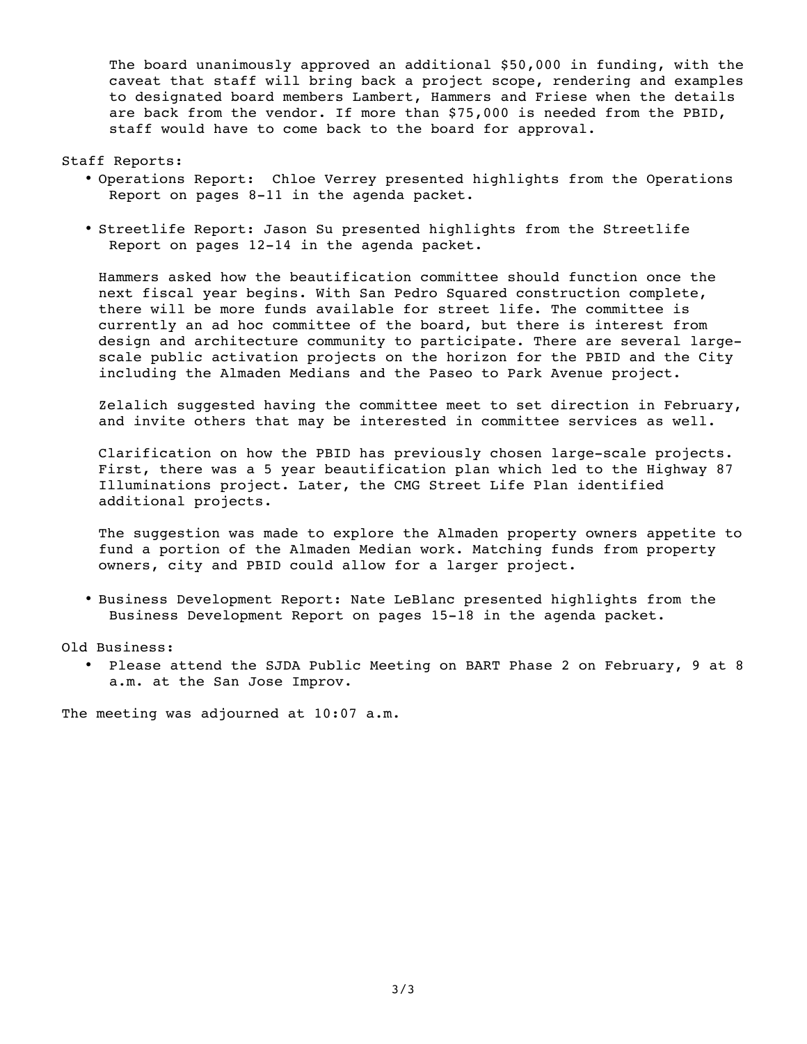The board unanimously approved an additional $50,000 in funding, with the caveat that staff will bring back a project scope, rendering and examples to designated board members Lambert, Hammers and Friese when the details are back from the vendor. If more than $75,000 is needed from the PBID, staff would have to come back to the board for approval.

Staff Reports:

- Operations Report: Chloe Verrey presented highlights from the Operations Report on pages 8-11 in the agenda packet.

- Streetlife Report: Jason Su presented highlights from the Streetlife Report on pages 12-14 in the agenda packet.

  Hammers asked how the beautification committee should function once the next fiscal year begins. With San Pedro Squared construction complete, there will be more funds available for street life. The committee is currently an ad hoc committee of the board, but there is interest from design and architecture community to participate. There are several large-scale public activation projects on the horizon for the PBID and the City including the Almaden Medians and the Paseo to Park Avenue project.

  Zelalich suggested having the committee meet to set direction in February, and invite others that may be interested in committee services as well.

  Clarification on how the PBID has previously chosen large-scale projects. First, there was a 5 year beautification plan which led to the Highway 87 Illuminations project. Later, the CMG Street Life Plan identified additional projects.

  The suggestion was made to explore the Almaden property owners appetite to fund a portion of the Almaden Median work. Matching funds from property owners, city and PBID could allow for a larger project.

- Business Development Report: Nate LeBlanc presented highlights from the Business Development Report on pages 15-18 in the agenda packet.

Old Business:

- Please attend the SJDA Public Meeting on BART Phase 2 on February, 9 at 8 a.m. at the San Jose Improv.

The meeting was adjourned at 10:07 a.m.